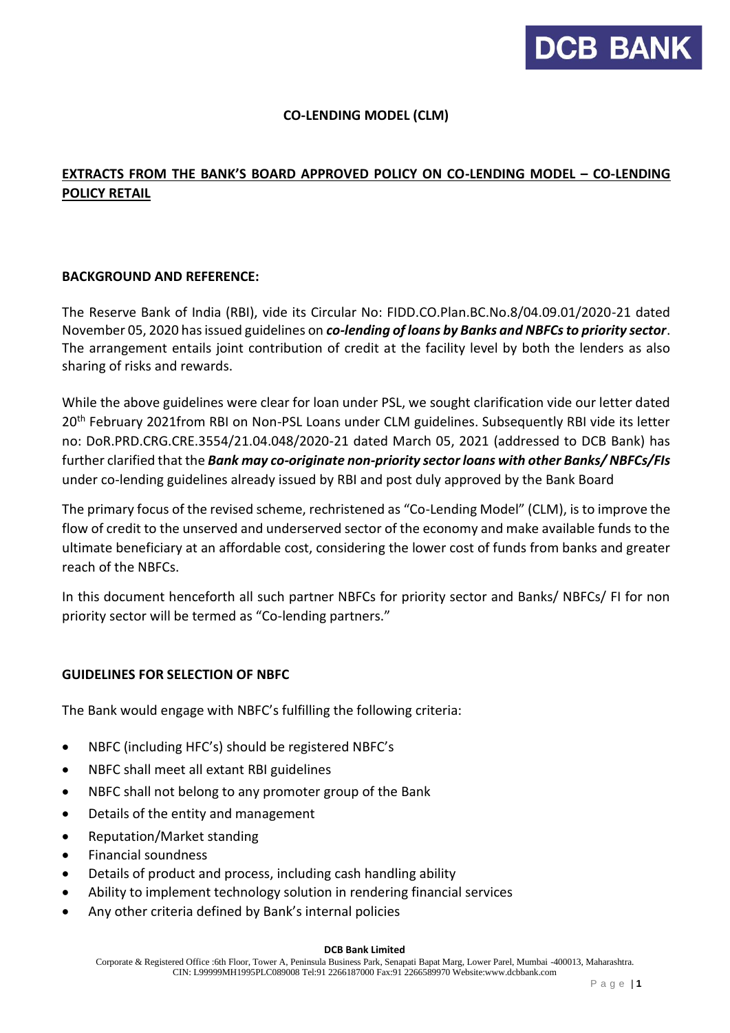**CO-LENDING MODEL (CLM)**

**EXTRACTS FROM THE BANK'S BOARD APPROVED POLICY ON CO-LENDING MODEL – CO-LENDING POLICY RETAIL**

**BACKGROUND AND REFERENCE:**

The Reserve Bank of India (RBI), vide its Circular No: FIDD.CO.Plan.BC.No.8/04.09.01/2020-21 dated November 05, 2020 has issued guidelines on ***co-lending of loans by Banks and NBFCs to priority sector***. The arrangement entails joint contribution of credit at the facility level by both the lenders as also sharing of risks and rewards.

While the above guidelines were clear for loan under PSL, we sought clarification vide our letter dated 20th February 2021from RBI on Non-PSL Loans under CLM guidelines. Subsequently RBI vide its letter no: DoR.PRD.CRG.CRE.3554/21.04.048/2020-21 dated March 05, 2021 (addressed to DCB Bank) has further clarified that the ***Bank may co-originate non-priority sector loans with other Banks/ NBFCs/FIs*** under co-lending guidelines already issued by RBI and post duly approved by the Bank Board

The primary focus of the revised scheme, rechristened as "Co-Lending Model" (CLM), is to improve the flow of credit to the unserved and underserved sector of the economy and make available funds to the ultimate beneficiary at an affordable cost, considering the lower cost of funds from banks and greater reach of the NBFCs.

In this document henceforth all such partner NBFCs for priority sector and Banks/ NBFCs/ FI for non priority sector will be termed as "Co-lending partners."

**GUIDELINES FOR SELECTION OF NBFC**

The Bank would engage with NBFC's fulfilling the following criteria:

- NBFC (including HFC's) should be registered NBFC's
- NBFC shall meet all extant RBI guidelines
- NBFC shall not belong to any promoter group of the Bank
- Details of the entity and management
- Reputation/Market standing
- Financial soundness
- Details of product and process, including cash handling ability
- Ability to implement technology solution in rendering financial services
- Any other criteria defined by Bank's internal policies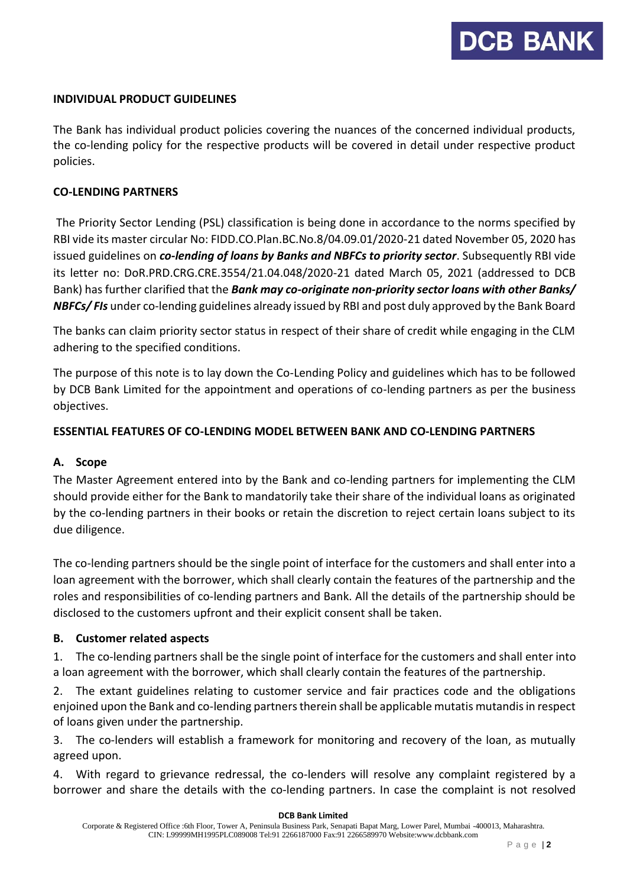**INDIVIDUAL PRODUCT GUIDELINES**

The Bank has individual product policies covering the nuances of the concerned individual products, the co-lending policy for the respective products will be covered in detail under respective product policies.

**CO-LENDING PARTNERS**

The Priority Sector Lending (PSL) classification is being done in accordance to the norms specified by RBI vide its master circular No: FIDD.CO.Plan.BC.No.8/04.09.01/2020-21 dated November 05, 2020 has issued guidelines on ***co-lending of loans by Banks and NBFCs to priority sector***. Subsequently RBI vide its letter no: DoR.PRD.CRG.CRE.3554/21.04.048/2020-21 dated March 05, 2021 (addressed to DCB Bank) has further clarified that the ***Bank may co-originate non-priority sector loans with other Banks/ NBFCs/ FIs*** under co-lending guidelines already issued by RBI and post duly approved by the Bank Board

The banks can claim priority sector status in respect of their share of credit while engaging in the CLM adhering to the specified conditions.

The purpose of this note is to lay down the Co-Lending Policy and guidelines which has to be followed by DCB Bank Limited for the appointment and operations of co-lending partners as per the business objectives.

**ESSENTIAL FEATURES OF CO-LENDING MODEL BETWEEN BANK AND CO-LENDING PARTNERS**

**A. Scope**

The Master Agreement entered into by the Bank and co-lending partners for implementing the CLM should provide either for the Bank to mandatorily take their share of the individual loans as originated by the co-lending partners in their books or retain the discretion to reject certain loans subject to its due diligence.

The co-lending partners should be the single point of interface for the customers and shall enter into a loan agreement with the borrower, which shall clearly contain the features of the partnership and the roles and responsibilities of co-lending partners and Bank. All the details of the partnership should be disclosed to the customers upfront and their explicit consent shall be taken.

**B. Customer related aspects**

1. The co-lending partners shall be the single point of interface for the customers and shall enter into a loan agreement with the borrower, which shall clearly contain the features of the partnership.
2. The extant guidelines relating to customer service and fair practices code and the obligations enjoined upon the Bank and co-lending partners therein shall be applicable mutatis mutandis in respect of loans given under the partnership.
3. The co-lenders will establish a framework for monitoring and recovery of the loan, as mutually agreed upon.
4. With regard to grievance redressal, the co-lenders will resolve any complaint registered by a borrower and share the details with the co-lending partners. In case the complaint is not resolved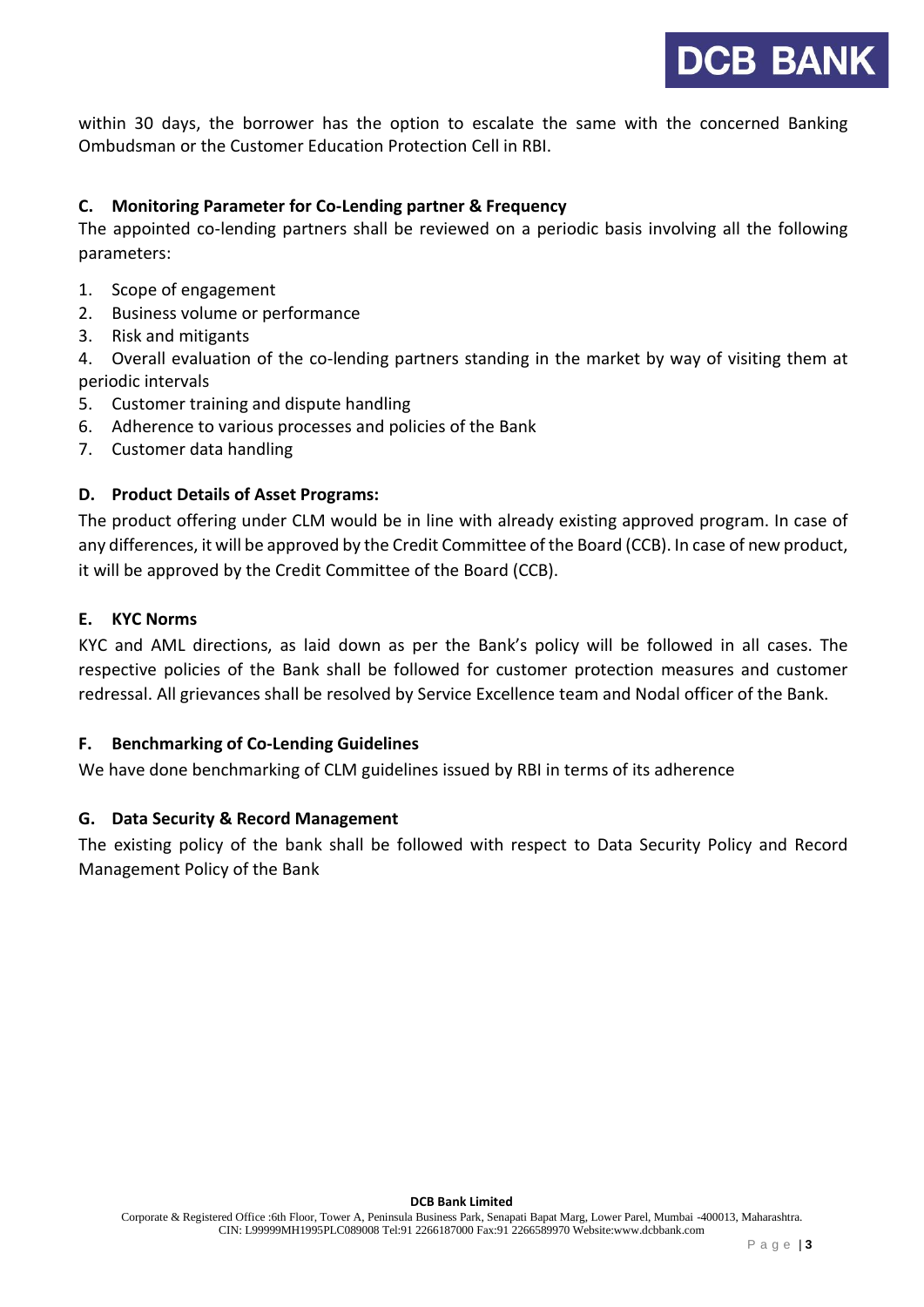within 30 days, the borrower has the option to escalate the same with the concerned Banking Ombudsman or the Customer Education Protection Cell in RBI.

### C. Monitoring Parameter for Co-Lending partner & Frequency

The appointed co-lending partners shall be reviewed on a periodic basis involving all the following parameters:

1. Scope of engagement
2. Business volume or performance
3. Risk and mitigants
4. Overall evaluation of the co-lending partners standing in the market by way of visiting them at periodic intervals
5. Customer training and dispute handling
6. Adherence to various processes and policies of the Bank
7. Customer data handling

### D. Product Details of Asset Programs:

The product offering under CLM would be in line with already existing approved program. In case of any differences, it will be approved by the Credit Committee of the Board (CCB). In case of new product, it will be approved by the Credit Committee of the Board (CCB).

### E. KYC Norms

KYC and AML directions, as laid down as per the Bank's policy will be followed in all cases. The respective policies of the Bank shall be followed for customer protection measures and customer redressal. All grievances shall be resolved by Service Excellence team and Nodal officer of the Bank.

### F. Benchmarking of Co-Lending Guidelines

We have done benchmarking of CLM guidelines issued by RBI in terms of its adherence

### G. Data Security & Record Management

The existing policy of the bank shall be followed with respect to Data Security Policy and Record Management Policy of the Bank